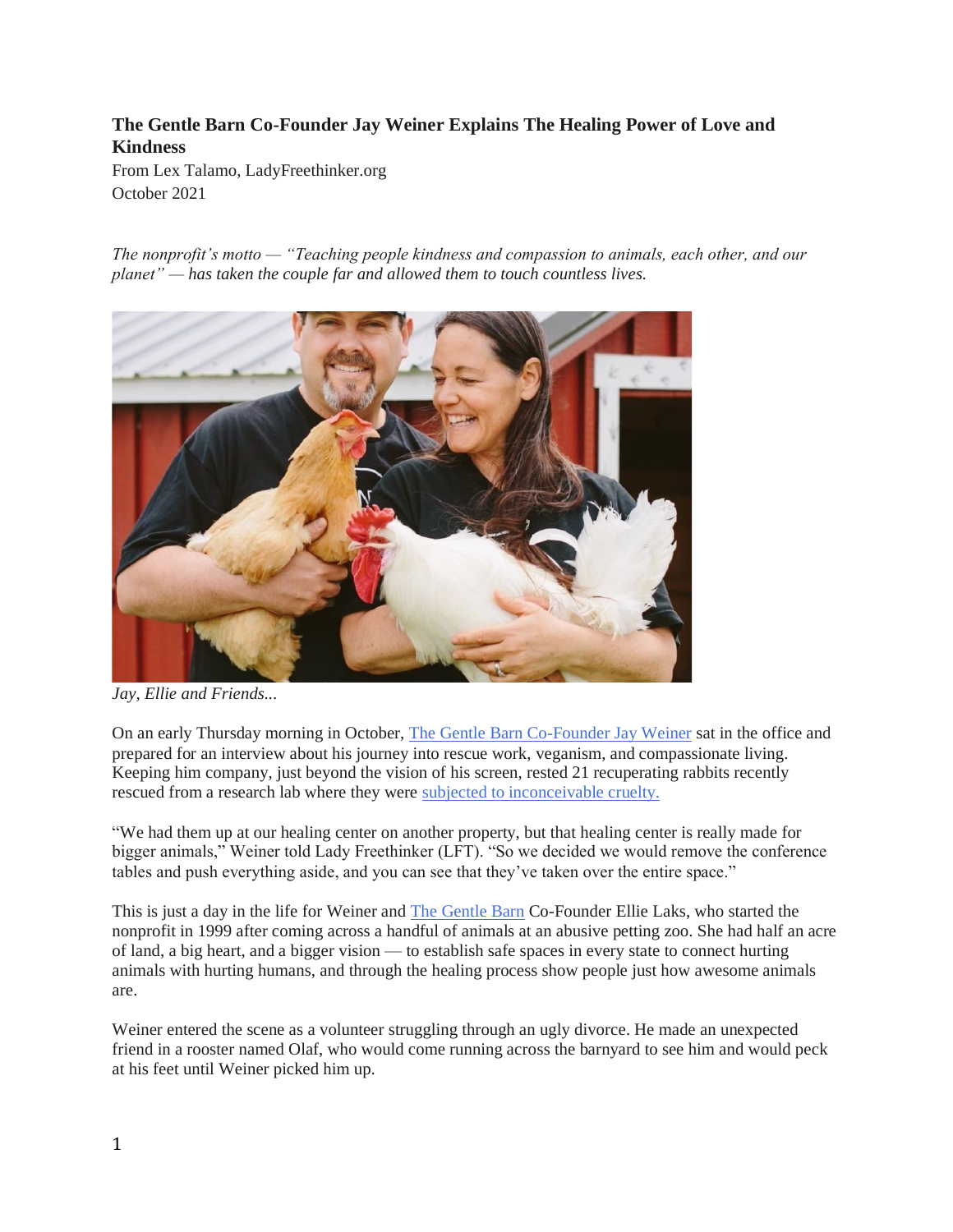**The Gentle Barn Co-Founder Jay Weiner Explains The Healing Power of Love and Kindness**

From Lex Talamo, LadyFreethinker.org
October 2021

*The nonprofit's motto — "Teaching people kindness and compassion to animals, each other, and our planet" — has taken the couple far and allowed them to touch countless lives.*

*Jay, Ellie and Friends...*

On an early Thursday morning in October, The Gentle Barn Co-Founder Jay Weiner sat in the office and prepared for an interview about his journey into rescue work, veganism, and compassionate living. Keeping him company, just beyond the vision of his screen, rested 21 recuperating rabbits recently rescued from a research lab where they were subjected to inconceivable cruelty.

"We had them up at our healing center on another property, but that healing center is really made for bigger animals," Weiner told Lady Freethinker (LFT). "So we decided we would remove the conference tables and push everything aside, and you can see that they've taken over the entire space."

This is just a day in the life for Weiner and The Gentle Barn Co-Founder Ellie Laks, who started the nonprofit in 1999 after coming across a handful of animals at an abusive petting zoo. She had half an acre of land, a big heart, and a bigger vision — to establish safe spaces in every state to connect hurting animals with hurting humans, and through the healing process show people just how awesome animals are.

Weiner entered the scene as a volunteer struggling through an ugly divorce. He made an unexpected friend in a rooster named Olaf, who would come running across the barnyard to see him and would peck at his feet until Weiner picked him up.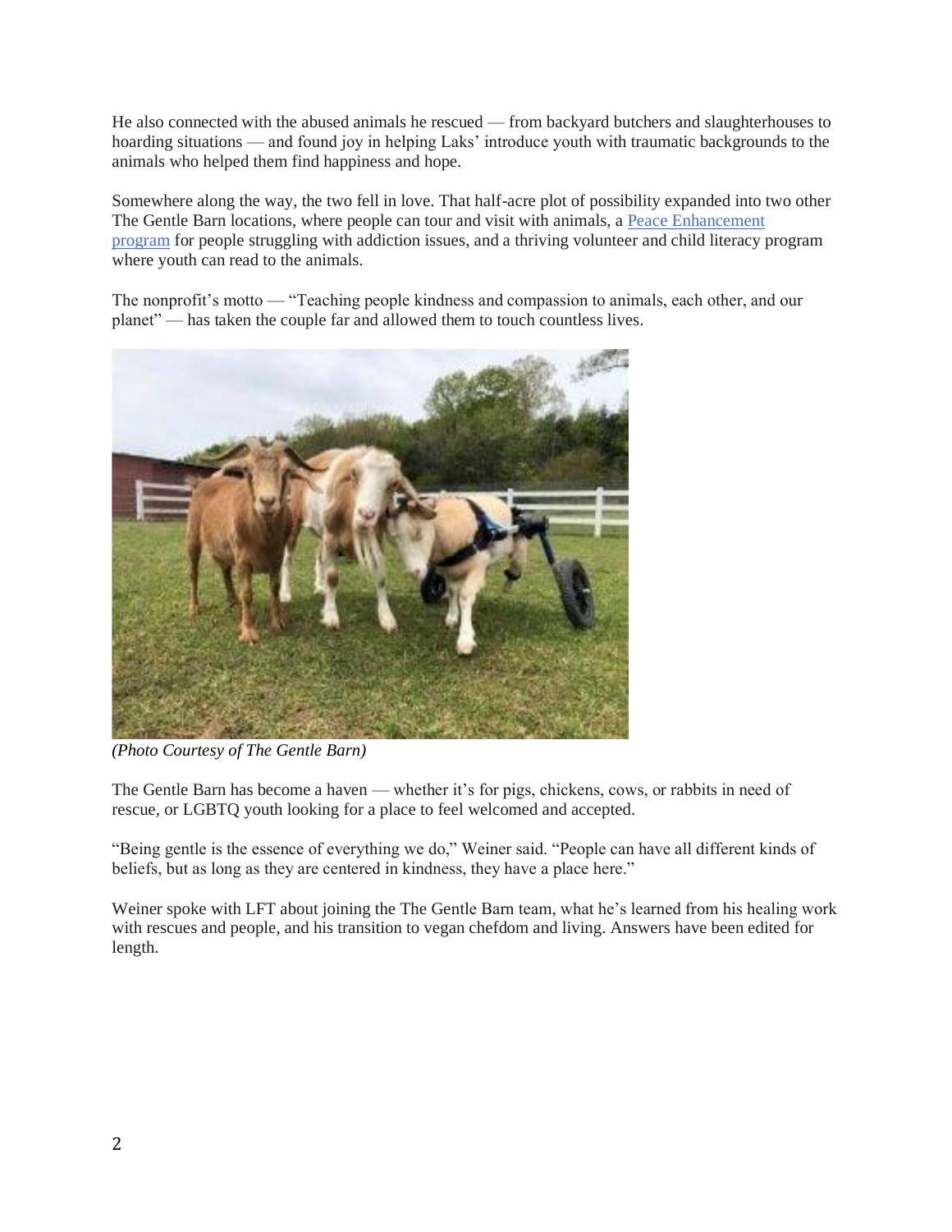He also connected with the abused animals he rescued — from backyard butchers and slaughterhouses to hoarding situations — and found joy in helping Laks' introduce youth with traumatic backgrounds to the animals who helped them find happiness and hope.

Somewhere along the way, the two fell in love. That half-acre plot of possibility expanded into two other The Gentle Barn locations, where people can tour and visit with animals, a [Peace Enhancement program](#) for people struggling with addiction issues, and a thriving volunteer and child literacy program where youth can read to the animals.

The nonprofit's motto — "Teaching people kindness and compassion to animals, each other, and our planet" — has taken the couple far and allowed them to touch countless lives.

*(Photo Courtesy of The Gentle Barn)*

The Gentle Barn has become a haven — whether it's for pigs, chickens, cows, or rabbits in need of rescue, or LGBTQ youth looking for a place to feel welcomed and accepted.

"Being gentle is the essence of everything we do," Weiner said. "People can have all different kinds of beliefs, but as long as they are centered in kindness, they have a place here."

Weiner spoke with LFT about joining the The Gentle Barn team, what he's learned from his healing work with rescues and people, and his transition to vegan chefdom and living. Answers have been edited for length.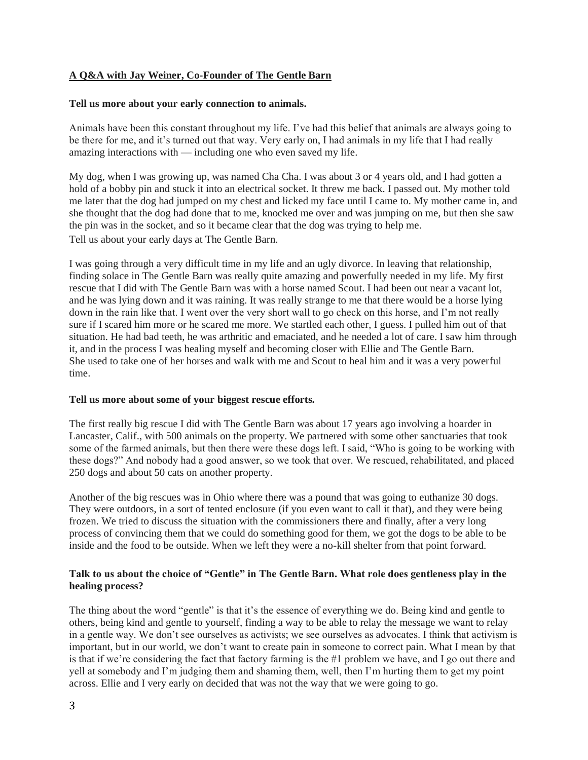**A Q&A with Jay Weiner, Co-Founder of The Gentle Barn**

**Tell us more about your early connection to animals.**

Animals have been this constant throughout my life. I've had this belief that animals are always going to be there for me, and it's turned out that way. Very early on, I had animals in my life that I had really amazing interactions with — including one who even saved my life.

My dog, when I was growing up, was named Cha Cha. I was about 3 or 4 years old, and I had gotten a hold of a bobby pin and stuck it into an electrical socket. It threw me back. I passed out. My mother told me later that the dog had jumped on my chest and licked my face until I came to. My mother came in, and she thought that the dog had done that to me, knocked me over and was jumping on me, but then she saw the pin was in the socket, and so it became clear that the dog was trying to help me.

Tell us about your early days at The Gentle Barn.

I was going through a very difficult time in my life and an ugly divorce. In leaving that relationship, finding solace in The Gentle Barn was really quite amazing and powerfully needed in my life. My first rescue that I did with The Gentle Barn was with a horse named Scout. I had been out near a vacant lot, and he was lying down and it was raining. It was really strange to me that there would be a horse lying down in the rain like that. I went over the very short wall to go check on this horse, and I'm not really sure if I scared him more or he scared me more. We startled each other, I guess. I pulled him out of that situation. He had bad teeth, he was arthritic and emaciated, and he needed a lot of care. I saw him through it, and in the process I was healing myself and becoming closer with Ellie and The Gentle Barn. She used to take one of her horses and walk with me and Scout to heal him and it was a very powerful time.

**Tell us more about some of your biggest rescue efforts.**

The first really big rescue I did with The Gentle Barn was about 17 years ago involving a hoarder in Lancaster, Calif., with 500 animals on the property. We partnered with some other sanctuaries that took some of the farmed animals, but then there were these dogs left. I said, "Who is going to be working with these dogs?" And nobody had a good answer, so we took that over. We rescued, rehabilitated, and placed 250 dogs and about 50 cats on another property.

Another of the big rescues was in Ohio where there was a pound that was going to euthanize 30 dogs. They were outdoors, in a sort of tented enclosure (if you even want to call it that), and they were being frozen. We tried to discuss the situation with the commissioners there and finally, after a very long process of convincing them that we could do something good for them, we got the dogs to be able to be inside and the food to be outside. When we left they were a no-kill shelter from that point forward.

**Talk to us about the choice of "Gentle" in The Gentle Barn. What role does gentleness play in the healing process?**

The thing about the word "gentle" is that it's the essence of everything we do. Being kind and gentle to others, being kind and gentle to yourself, finding a way to be able to relay the message we want to relay in a gentle way. We don't see ourselves as activists; we see ourselves as advocates. I think that activism is important, but in our world, we don't want to create pain in someone to correct pain. What I mean by that is that if we're considering the fact that factory farming is the #1 problem we have, and I go out there and yell at somebody and I'm judging them and shaming them, well, then I'm hurting them to get my point across. Ellie and I very early on decided that was not the way that we were going to go.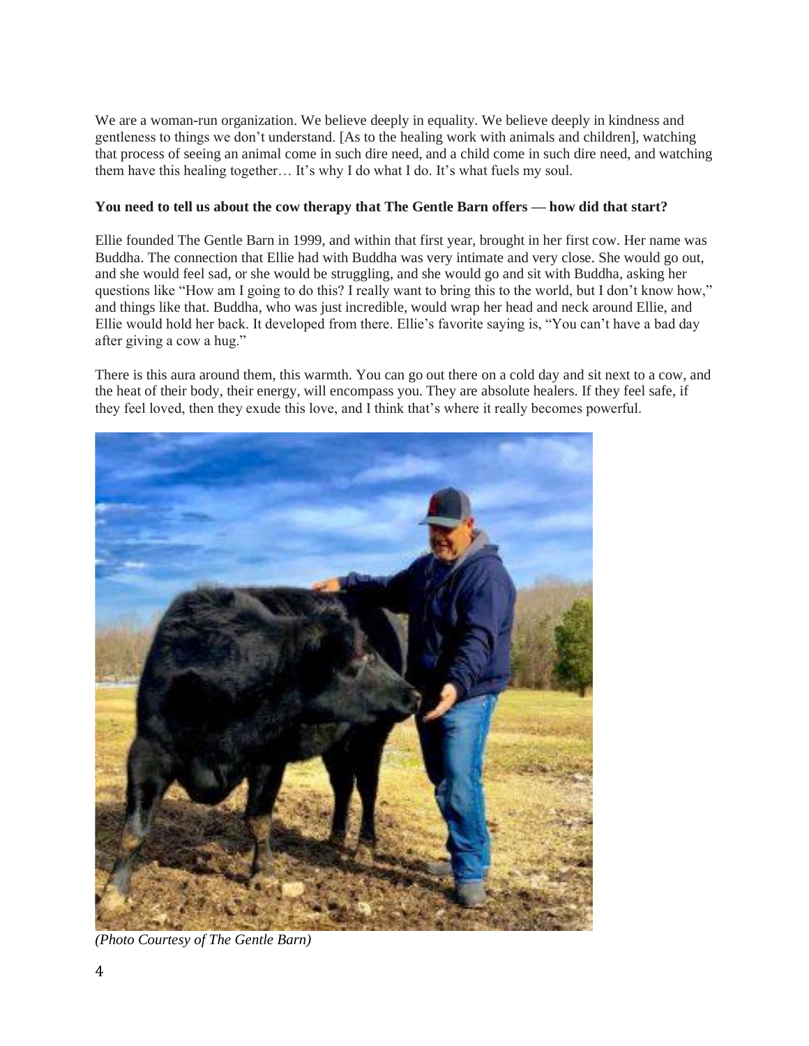We are a woman-run organization. We believe deeply in equality. We believe deeply in kindness and gentleness to things we don't understand. [As to the healing work with animals and children], watching that process of seeing an animal come in such dire need, and a child come in such dire need, and watching them have this healing together… It's why I do what I do. It's what fuels my soul.

**You need to tell us about the cow therapy that The Gentle Barn offers — how did that start?**

Ellie founded The Gentle Barn in 1999, and within that first year, brought in her first cow. Her name was Buddha. The connection that Ellie had with Buddha was very intimate and very close. She would go out, and she would feel sad, or she would be struggling, and she would go and sit with Buddha, asking her questions like "How am I going to do this? I really want to bring this to the world, but I don't know how," and things like that. Buddha, who was just incredible, would wrap her head and neck around Ellie, and Ellie would hold her back. It developed from there. Ellie's favorite saying is, "You can't have a bad day after giving a cow a hug."

There is this aura around them, this warmth. You can go out there on a cold day and sit next to a cow, and the heat of their body, their energy, will encompass you. They are absolute healers. If they feel safe, if they feel loved, then they exude this love, and I think that's where it really becomes powerful.

*(Photo Courtesy of The Gentle Barn)*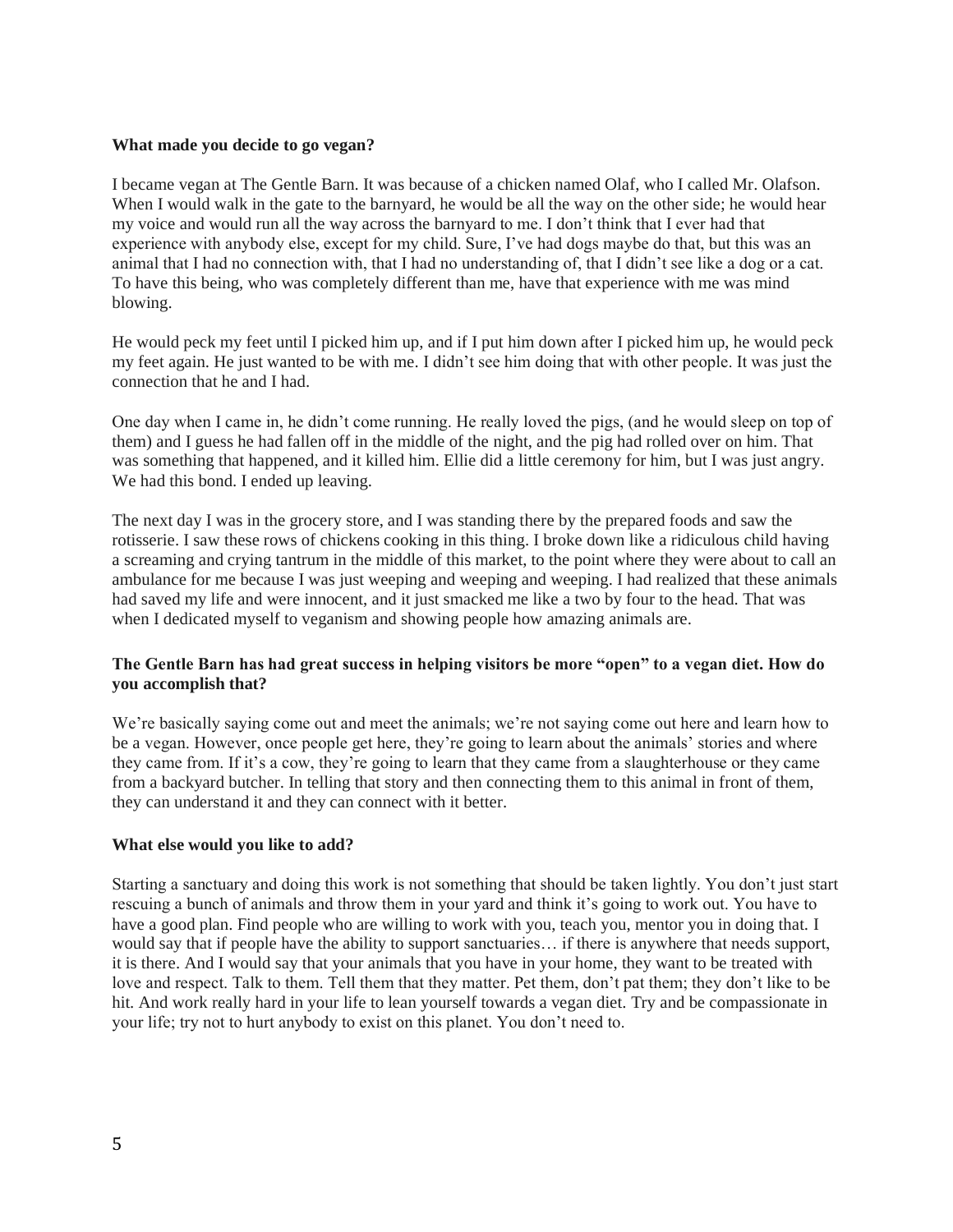**What made you decide to go vegan?**

I became vegan at The Gentle Barn. It was because of a chicken named Olaf, who I called Mr. Olafson. When I would walk in the gate to the barnyard, he would be all the way on the other side; he would hear my voice and would run all the way across the barnyard to me. I don't think that I ever had that experience with anybody else, except for my child. Sure, I've had dogs maybe do that, but this was an animal that I had no connection with, that I had no understanding of, that I didn't see like a dog or a cat. To have this being, who was completely different than me, have that experience with me was mind blowing.

He would peck my feet until I picked him up, and if I put him down after I picked him up, he would peck my feet again. He just wanted to be with me. I didn't see him doing that with other people. It was just the connection that he and I had.

One day when I came in, he didn't come running. He really loved the pigs, (and he would sleep on top of them) and I guess he had fallen off in the middle of the night, and the pig had rolled over on him. That was something that happened, and it killed him. Ellie did a little ceremony for him, but I was just angry. We had this bond. I ended up leaving.

The next day I was in the grocery store, and I was standing there by the prepared foods and saw the rotisserie. I saw these rows of chickens cooking in this thing. I broke down like a ridiculous child having a screaming and crying tantrum in the middle of this market, to the point where they were about to call an ambulance for me because I was just weeping and weeping and weeping. I had realized that these animals had saved my life and were innocent, and it just smacked me like a two by four to the head. That was when I dedicated myself to veganism and showing people how amazing animals are.

**The Gentle Barn has had great success in helping visitors be more "open" to a vegan diet. How do you accomplish that?**

We're basically saying come out and meet the animals; we're not saying come out here and learn how to be a vegan. However, once people get here, they're going to learn about the animals' stories and where they came from. If it's a cow, they're going to learn that they came from a slaughterhouse or they came from a backyard butcher. In telling that story and then connecting them to this animal in front of them, they can understand it and they can connect with it better.

**What else would you like to add?**

Starting a sanctuary and doing this work is not something that should be taken lightly. You don't just start rescuing a bunch of animals and throw them in your yard and think it's going to work out. You have to have a good plan. Find people who are willing to work with you, teach you, mentor you in doing that. I would say that if people have the ability to support sanctuaries… if there is anywhere that needs support, it is there. And I would say that your animals that you have in your home, they want to be treated with love and respect. Talk to them. Tell them that they matter. Pet them, don't pat them; they don't like to be hit. And work really hard in your life to lean yourself towards a vegan diet. Try and be compassionate in your life; try not to hurt anybody to exist on this planet. You don't need to.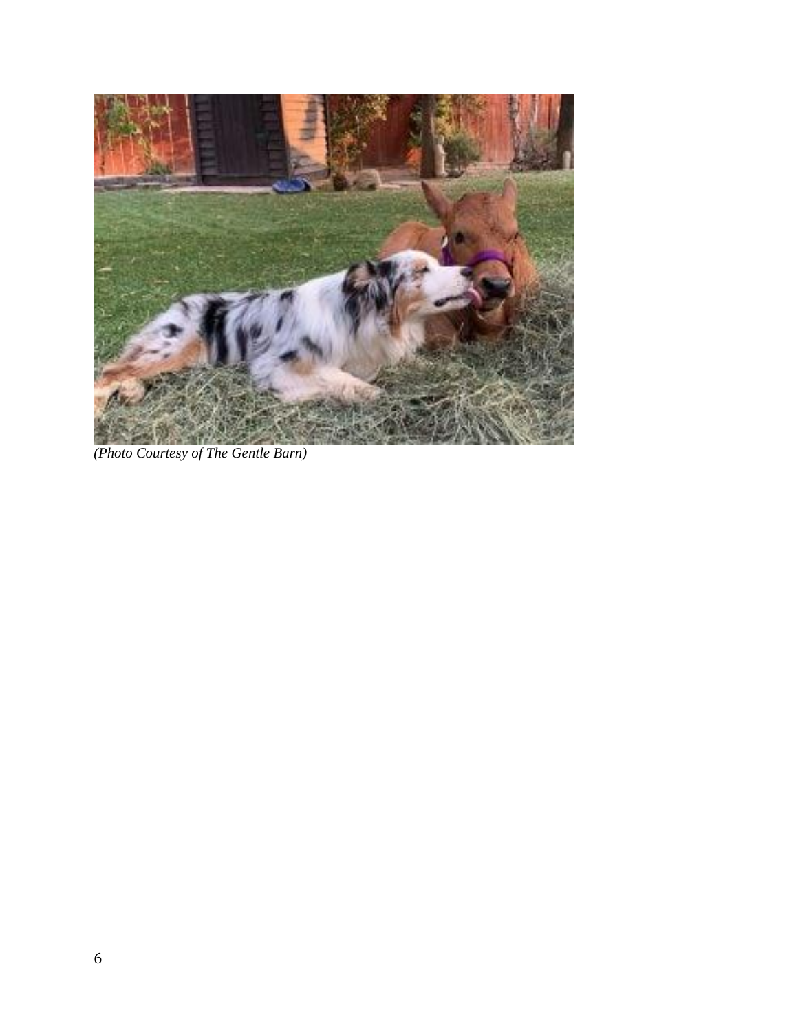*(Photo Courtesy of The Gentle Barn)*